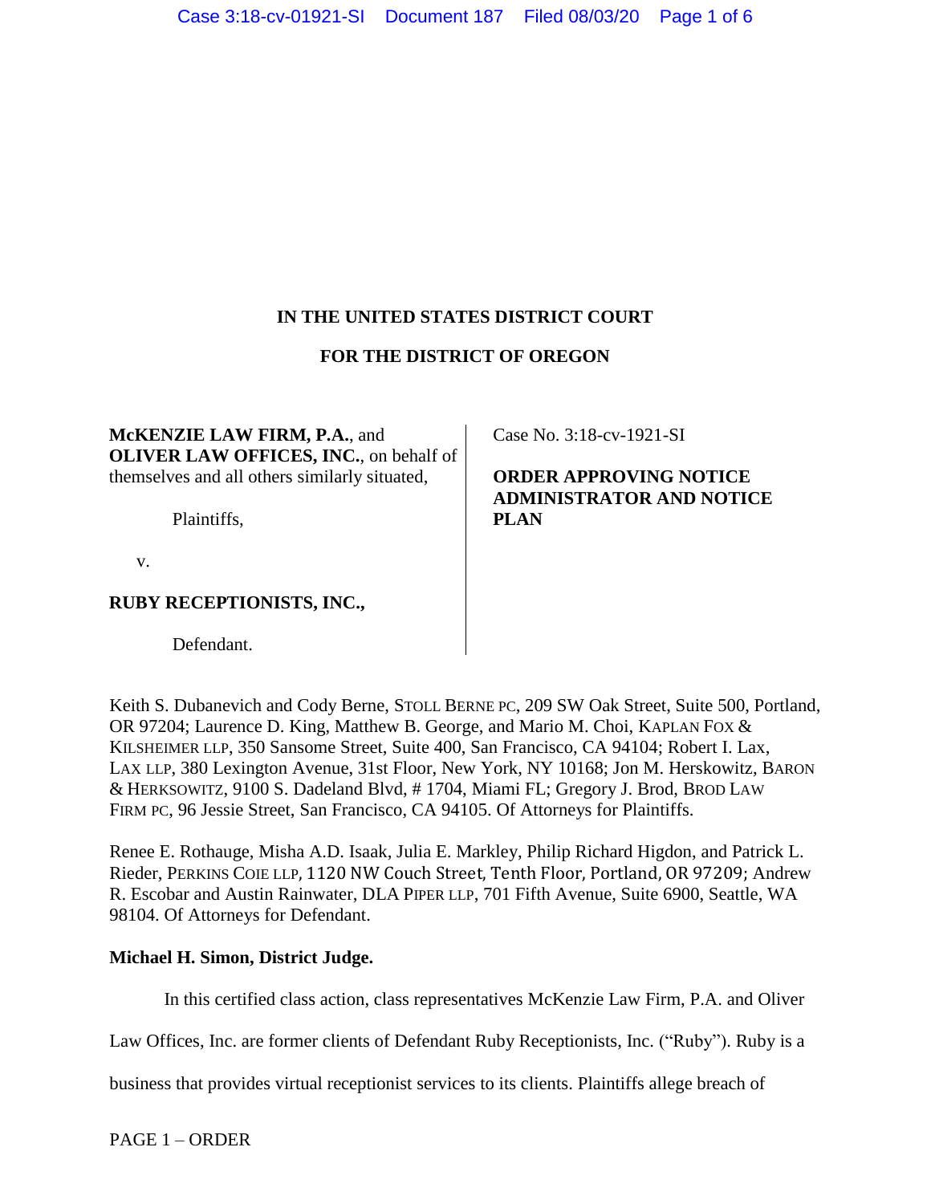# IN THE UNITED STATES DISTRICT COURT

# FOR THE DISTRICT OF OREGON

**McKENZIE LAW FIRM, P.A.**, and **OLIVER LAW OFFICES, INC.**, on behalf of themselves and all others similarly situated,

Plaintiffs,

v.

**RUBY RECEPTIONISTS, INC.,**

Defendant.

Case No. 3:18-cv-1921-SI

**ORDER APPROVING NOTICE ADMINISTRATOR AND NOTICE PLAN**

Keith S. Dubanevich and Cody Berne, STOLL BERNE PC, 209 SW Oak Street, Suite 500, Portland, OR 97204; Laurence D. King, Matthew B. George, and Mario M. Choi, KAPLAN FOX & KILSHEIMER LLP, 350 Sansome Street, Suite 400, San Francisco, CA 94104; Robert I. Lax, LAX LLP, 380 Lexington Avenue, 31st Floor, New York, NY 10168; Jon M. Herskowitz, BARON & HERKSOWITZ, 9100 S. Dadeland Blvd, # 1704, Miami FL; Gregory J. Brod, BROD LAW FIRM PC, 96 Jessie Street, San Francisco, CA 94105. Of Attorneys for Plaintiffs.

Renee E. Rothauge, Misha A.D. Isaak, Julia E. Markley, Philip Richard Higdon, and Patrick L. Rieder, PERKINS COIE LLP, 1120 NW Couch Street, Tenth Floor, Portland, OR 97209; Andrew R. Escobar and Austin Rainwater, DLA PIPER LLP, 701 Fifth Avenue, Suite 6900, Seattle, WA 98104. Of Attorneys for Defendant.

**Michael H. Simon, District Judge.**

In this certified class action, class representatives McKenzie Law Firm, P.A. and Oliver Law Offices, Inc. are former clients of Defendant Ruby Receptionists, Inc. ("Ruby"). Ruby is a business that provides virtual receptionist services to its clients. Plaintiffs allege breach of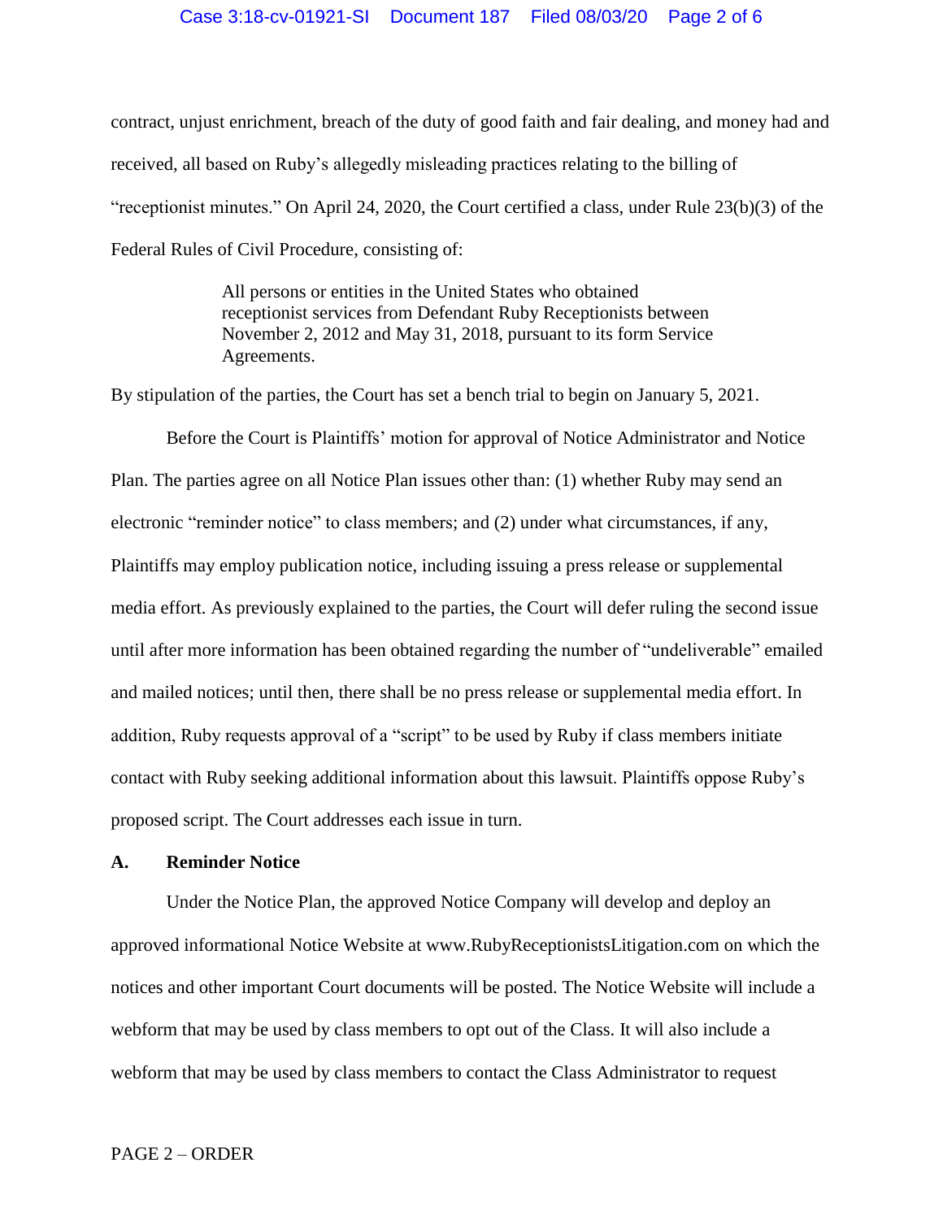contract, unjust enrichment, breach of the duty of good faith and fair dealing, and money had and received, all based on Ruby's allegedly misleading practices relating to the billing of "receptionist minutes." On April 24, 2020, the Court certified a class, under Rule 23(b)(3) of the Federal Rules of Civil Procedure, consisting of:

> All persons or entities in the United States who obtained receptionist services from Defendant Ruby Receptionists between November 2, 2012 and May 31, 2018, pursuant to its form Service Agreements.

By stipulation of the parties, the Court has set a bench trial to begin on January 5, 2021.

Before the Court is Plaintiffs' motion for approval of Notice Administrator and Notice Plan. The parties agree on all Notice Plan issues other than: (1) whether Ruby may send an electronic "reminder notice" to class members; and (2) under what circumstances, if any, Plaintiffs may employ publication notice, including issuing a press release or supplemental media effort. As previously explained to the parties, the Court will defer ruling the second issue until after more information has been obtained regarding the number of "undeliverable" emailed and mailed notices; until then, there shall be no press release or supplemental media effort. In addition, Ruby requests approval of a "script" to be used by Ruby if class members initiate contact with Ruby seeking additional information about this lawsuit. Plaintiffs oppose Ruby's proposed script. The Court addresses each issue in turn.

### A. Reminder Notice

Under the Notice Plan, the approved Notice Company will develop and deploy an approved informational Notice Website at www.RubyReceptionistsLitigation.com on which the notices and other important Court documents will be posted. The Notice Website will include a webform that may be used by class members to opt out of the Class. It will also include a webform that may be used by class members to contact the Class Administrator to request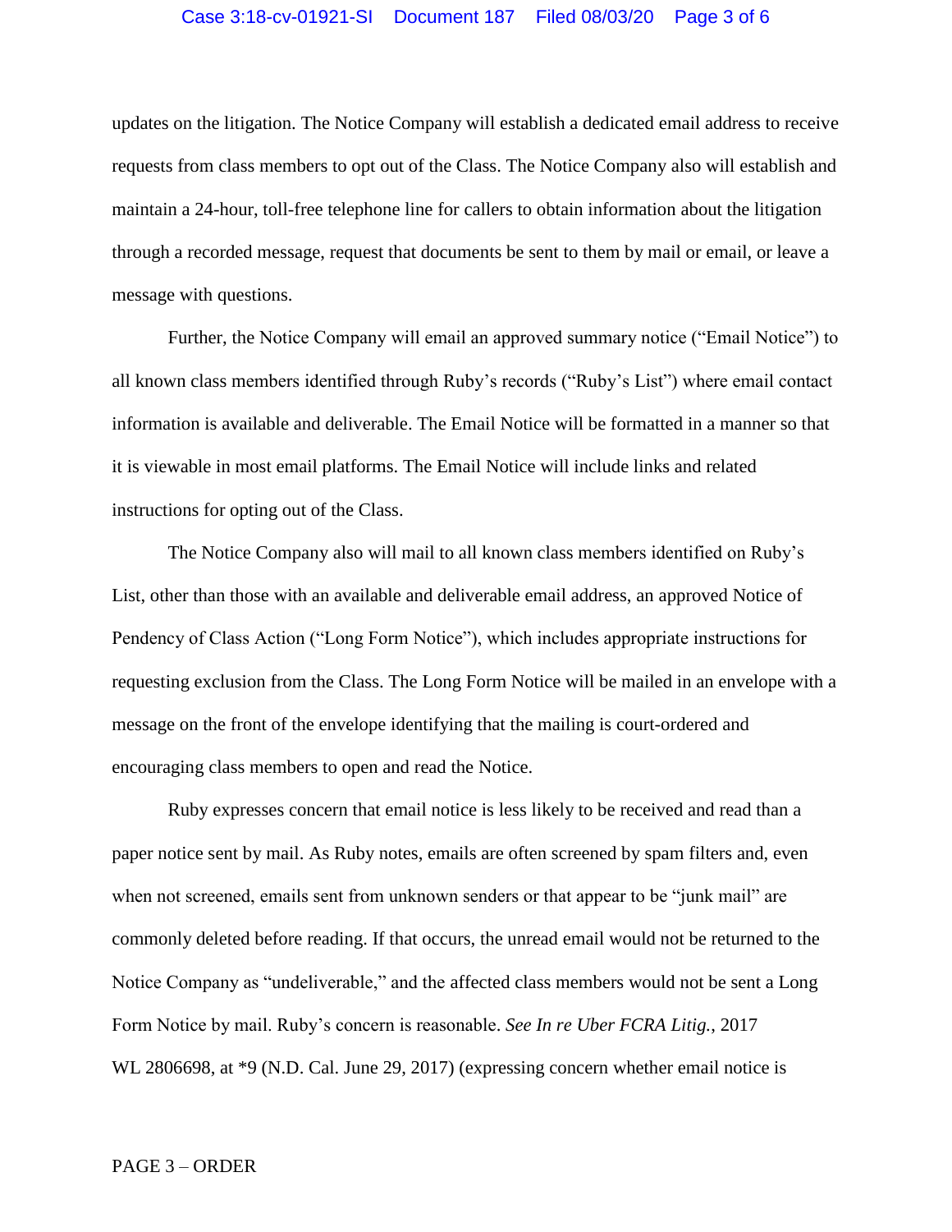updates on the litigation. The Notice Company will establish a dedicated email address to receive requests from class members to opt out of the Class. The Notice Company also will establish and maintain a 24-hour, toll-free telephone line for callers to obtain information about the litigation through a recorded message, request that documents be sent to them by mail or email, or leave a message with questions.

Further, the Notice Company will email an approved summary notice ("Email Notice") to all known class members identified through Ruby's records ("Ruby's List") where email contact information is available and deliverable. The Email Notice will be formatted in a manner so that it is viewable in most email platforms. The Email Notice will include links and related instructions for opting out of the Class.

The Notice Company also will mail to all known class members identified on Ruby's List, other than those with an available and deliverable email address, an approved Notice of Pendency of Class Action ("Long Form Notice"), which includes appropriate instructions for requesting exclusion from the Class. The Long Form Notice will be mailed in an envelope with a message on the front of the envelope identifying that the mailing is court-ordered and encouraging class members to open and read the Notice.

Ruby expresses concern that email notice is less likely to be received and read than a paper notice sent by mail. As Ruby notes, emails are often screened by spam filters and, even when not screened, emails sent from unknown senders or that appear to be "junk mail" are commonly deleted before reading. If that occurs, the unread email would not be returned to the Notice Company as "undeliverable," and the affected class members would not be sent a Long Form Notice by mail. Ruby's concern is reasonable. *See In re Uber FCRA Litig.*, 2017 WL 2806698, at *9 (N.D. Cal. June 29, 2017) (expressing concern whether email notice is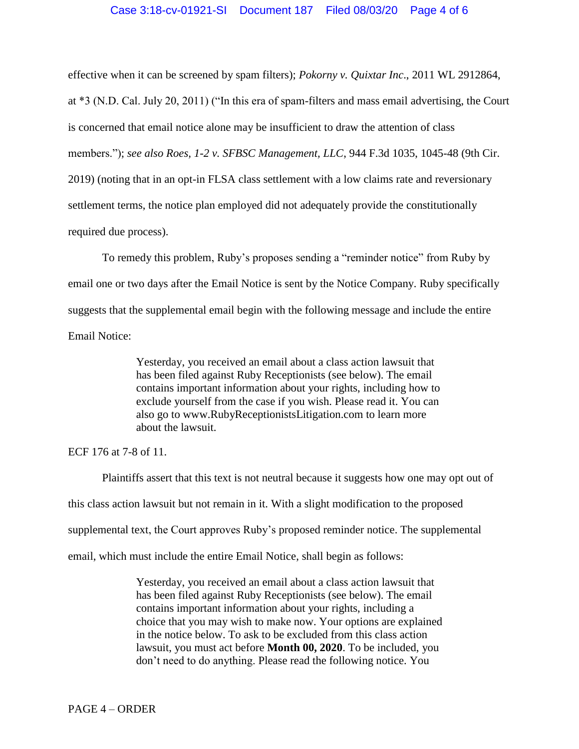effective when it can be screened by spam filters); *Pokorny v. Quixtar Inc*., 2011 WL 2912864, at *3 (N.D. Cal. July 20, 2011) ("In this era of spam-filters and mass email advertising, the Court is concerned that email notice alone may be insufficient to draw the attention of class members."); *see also Roes, 1-2 v. SFBSC Management, LLC*, 944 F.3d 1035, 1045-48 (9th Cir. 2019) (noting that in an opt-in FLSA class settlement with a low claims rate and reversionary settlement terms, the notice plan employed did not adequately provide the constitutionally required due process).

To remedy this problem, Ruby's proposes sending a "reminder notice" from Ruby by email one or two days after the Email Notice is sent by the Notice Company. Ruby specifically suggests that the supplemental email begin with the following message and include the entire Email Notice:

> Yesterday, you received an email about a class action lawsuit that has been filed against Ruby Receptionists (see below). The email contains important information about your rights, including how to exclude yourself from the case if you wish. Please read it. You can also go to www.RubyReceptionistsLitigation.com to learn more about the lawsuit.

ECF 176 at 7-8 of 11.

Plaintiffs assert that this text is not neutral because it suggests how one may opt out of this class action lawsuit but not remain in it. With a slight modification to the proposed supplemental text, the Court approves Ruby's proposed reminder notice. The supplemental email, which must include the entire Email Notice, shall begin as follows:

> Yesterday, you received an email about a class action lawsuit that has been filed against Ruby Receptionists (see below). The email contains important information about your rights, including a choice that you may wish to make now. Your options are explained in the notice below. To ask to be excluded from this class action lawsuit, you must act before **Month 00, 2020**. To be included, you don't need to do anything. Please read the following notice. You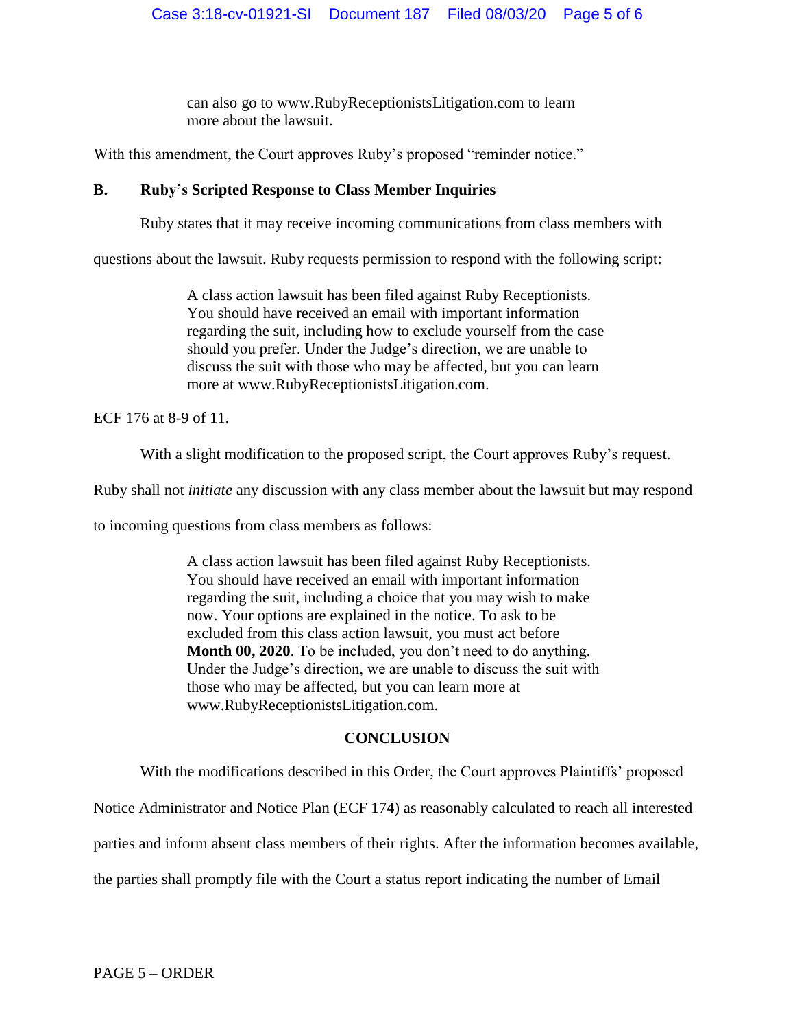> can also go to www.RubyReceptionistsLitigation.com to learn more about the lawsuit.

With this amendment, the Court approves Ruby's proposed "reminder notice."

**B. Ruby's Scripted Response to Class Member Inquiries**

Ruby states that it may receive incoming communications from class members with questions about the lawsuit. Ruby requests permission to respond with the following script:

> A class action lawsuit has been filed against Ruby Receptionists. You should have received an email with important information regarding the suit, including how to exclude yourself from the case should you prefer. Under the Judge's direction, we are unable to discuss the suit with those who may be affected, but you can learn more at www.RubyReceptionistsLitigation.com.

ECF 176 at 8-9 of 11.

With a slight modification to the proposed script, the Court approves Ruby's request. Ruby shall not *initiate* any discussion with any class member about the lawsuit but may respond to incoming questions from class members as follows:

> A class action lawsuit has been filed against Ruby Receptionists. You should have received an email with important information regarding the suit, including a choice that you may wish to make now. Your options are explained in the notice. To ask to be excluded from this class action lawsuit, you must act before **Month 00, 2020**. To be included, you don't need to do anything. Under the Judge's direction, we are unable to discuss the suit with those who may be affected, but you can learn more at www.RubyReceptionistsLitigation.com.

## CONCLUSION

With the modifications described in this Order, the Court approves Plaintiffs' proposed Notice Administrator and Notice Plan (ECF 174) as reasonably calculated to reach all interested parties and inform absent class members of their rights. After the information becomes available, the parties shall promptly file with the Court a status report indicating the number of Email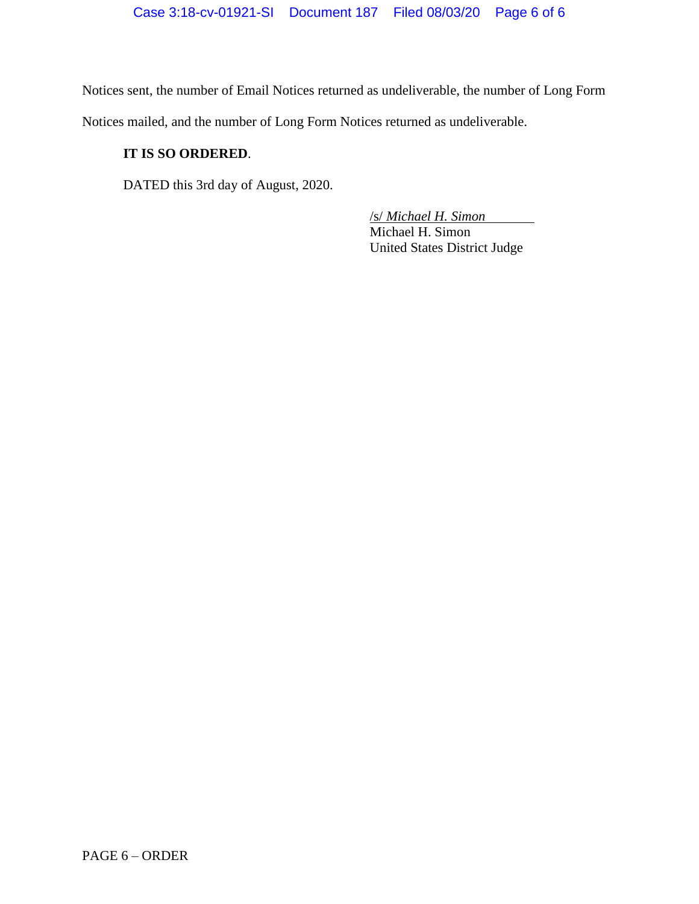Notices sent, the number of Email Notices returned as undeliverable, the number of Long Form Notices mailed, and the number of Long Form Notices returned as undeliverable.

**IT IS SO ORDERED**.

DATED this 3rd day of August, 2020.

/s/ *Michael H. Simon*
Michael H. Simon
United States District Judge